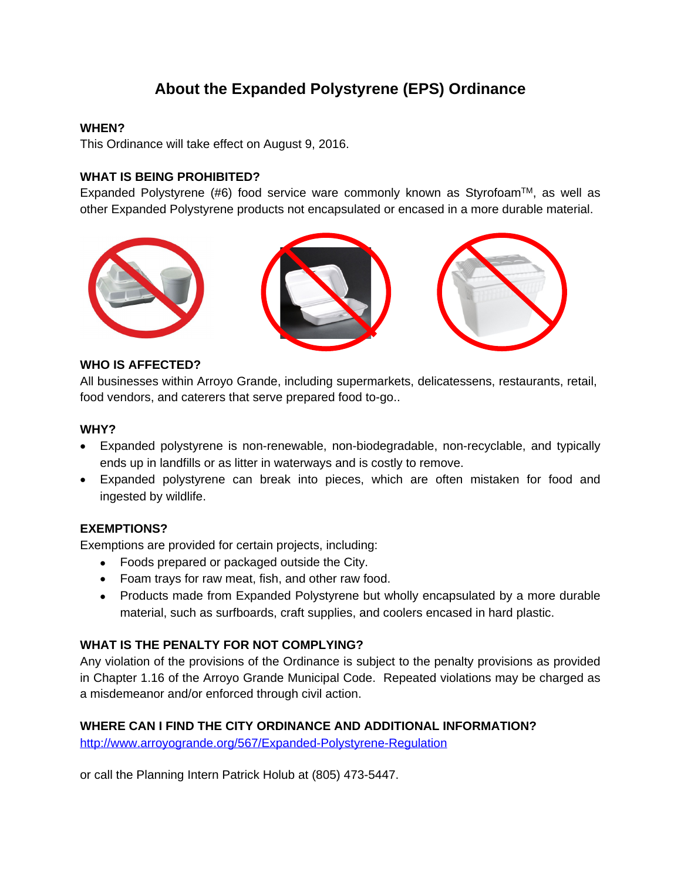# About the Expanded Polystyrene (EPS) Ordinance

**WHEN?**

This Ordinance will take effect on August 9, 2016.

**WHAT IS BEING PROHIBITED?**

Expanded Polystyrene (#6) food service ware commonly known as Styrofoam™, as well as other Expanded Polystyrene products not encapsulated or encased in a more durable material.

**WHO IS AFFECTED?**

All businesses within Arroyo Grande, including supermarkets, delicatessens, restaurants, retail, food vendors, and caterers that serve prepared food to-go..

**WHY?**

- Expanded polystyrene is non-renewable, non-biodegradable, non-recyclable, and typically ends up in landfills or as litter in waterways and is costly to remove.
- Expanded polystyrene can break into pieces, which are often mistaken for food and ingested by wildlife.

**EXEMPTIONS?**

Exemptions are provided for certain projects, including:

- Foods prepared or packaged outside the City.
- Foam trays for raw meat, fish, and other raw food.
- Products made from Expanded Polystyrene but wholly encapsulated by a more durable material, such as surfboards, craft supplies, and coolers encased in hard plastic.

**WHAT IS THE PENALTY FOR NOT COMPLYING?**

Any violation of the provisions of the Ordinance is subject to the penalty provisions as provided in Chapter 1.16 of the Arroyo Grande Municipal Code. Repeated violations may be charged as a misdemeanor and/or enforced through civil action.

**WHERE CAN I FIND THE CITY ORDINANCE AND ADDITIONAL INFORMATION?**

http://www.arroyogrande.org/567/Expanded-Polystyrene-Regulation

or call the Planning Intern Patrick Holub at (805) 473-5447.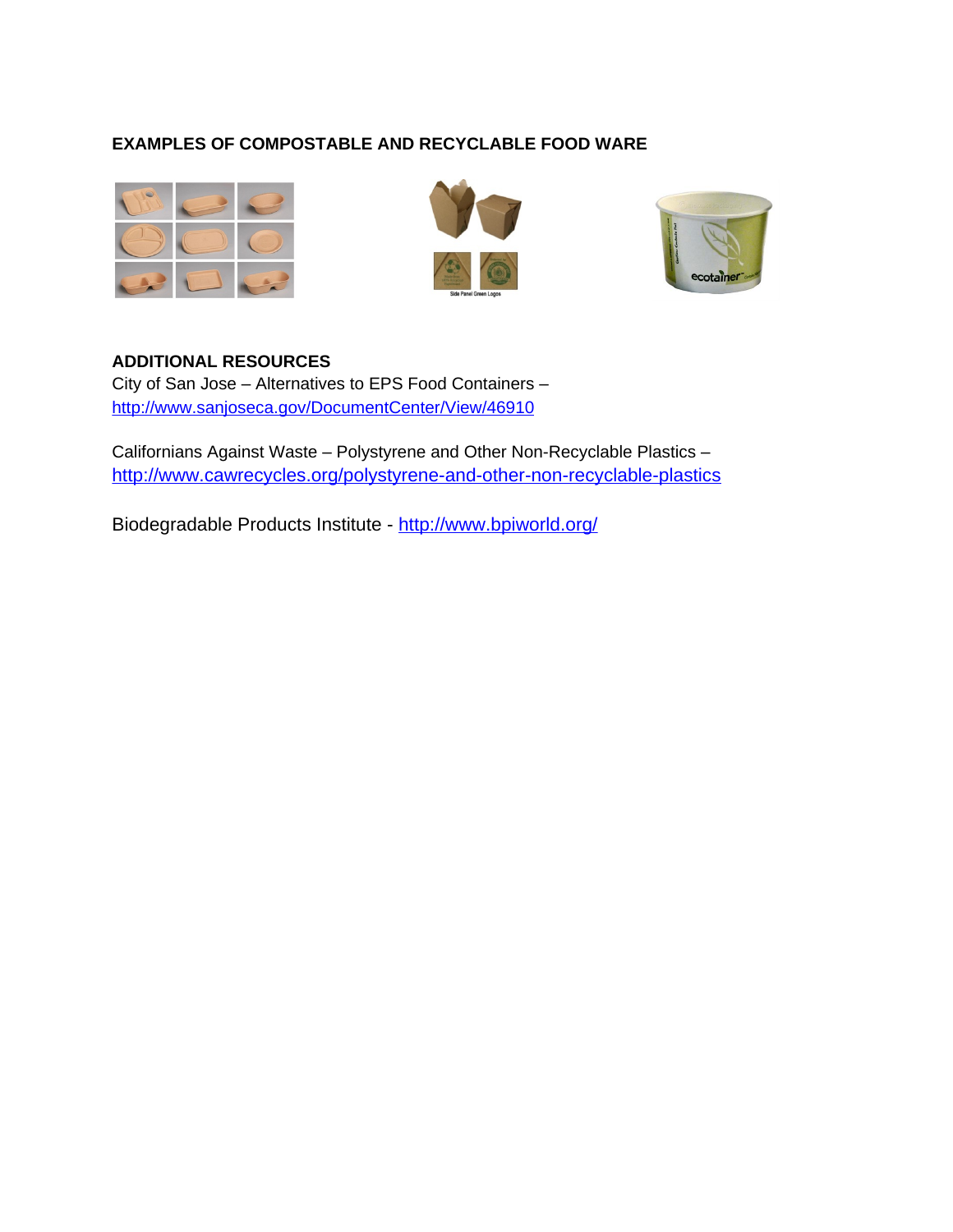**EXAMPLES OF COMPOSTABLE AND RECYCLABLE FOOD WARE**

**ADDITIONAL RESOURCES**

City of San Jose – Alternatives to EPS Food Containers –
http://www.sanjoseca.gov/DocumentCenter/View/46910

Californians Against Waste – Polystyrene and Other Non-Recyclable Plastics –
http://www.cawrecycles.org/polystyrene-and-other-non-recyclable-plastics

Biodegradable Products Institute - http://www.bpiworld.org/